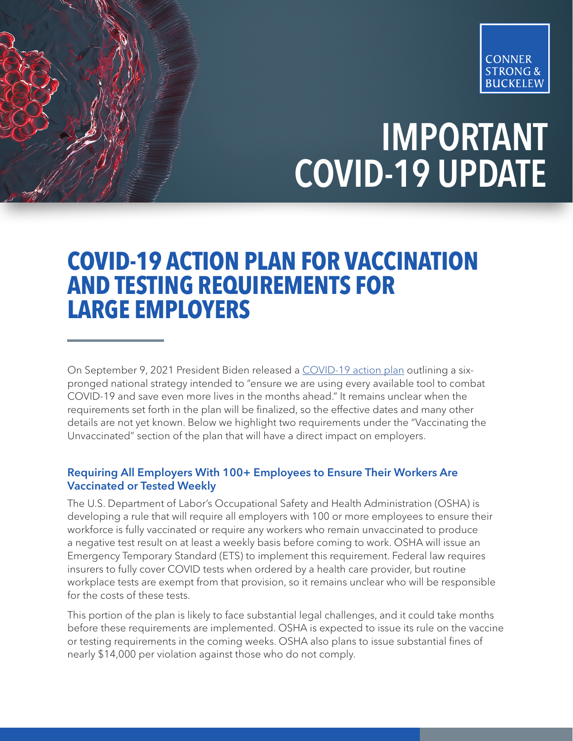CONNER STRONG & BUCKELEW

# IMPORTANT COVID-19 UPDATE

## COVID-19 ACTION PLAN FOR VACCINATION AND TESTING REQUIREMENTS FOR LARGE EMPLOYERS

On September 9, 2021 President Biden released a [COVID-19 action plan] outlining a six-pronged national strategy intended to "ensure we are using every available tool to combat COVID-19 and save even more lives in the months ahead." It remains unclear when the requirements set forth in the plan will be finalized, so the effective dates and many other details are not yet known. Below we highlight two requirements under the "Vaccinating the Unvaccinated" section of the plan that will have a direct impact on employers.

### Requiring All Employers With 100+ Employees to Ensure Their Workers Are Vaccinated or Tested Weekly

The U.S. Department of Labor's Occupational Safety and Health Administration (OSHA) is developing a rule that will require all employers with 100 or more employees to ensure their workforce is fully vaccinated or require any workers who remain unvaccinated to produce a negative test result on at least a weekly basis before coming to work. OSHA will issue an Emergency Temporary Standard (ETS) to implement this requirement. Federal law requires insurers to fully cover COVID tests when ordered by a health care provider, but routine workplace tests are exempt from that provision, so it remains unclear who will be responsible for the costs of these tests.

This portion of the plan is likely to face substantial legal challenges, and it could take months before these requirements are implemented. OSHA is expected to issue its rule on the vaccine or testing requirements in the coming weeks. OSHA also plans to issue substantial fines of nearly $14,000 per violation against those who do not comply.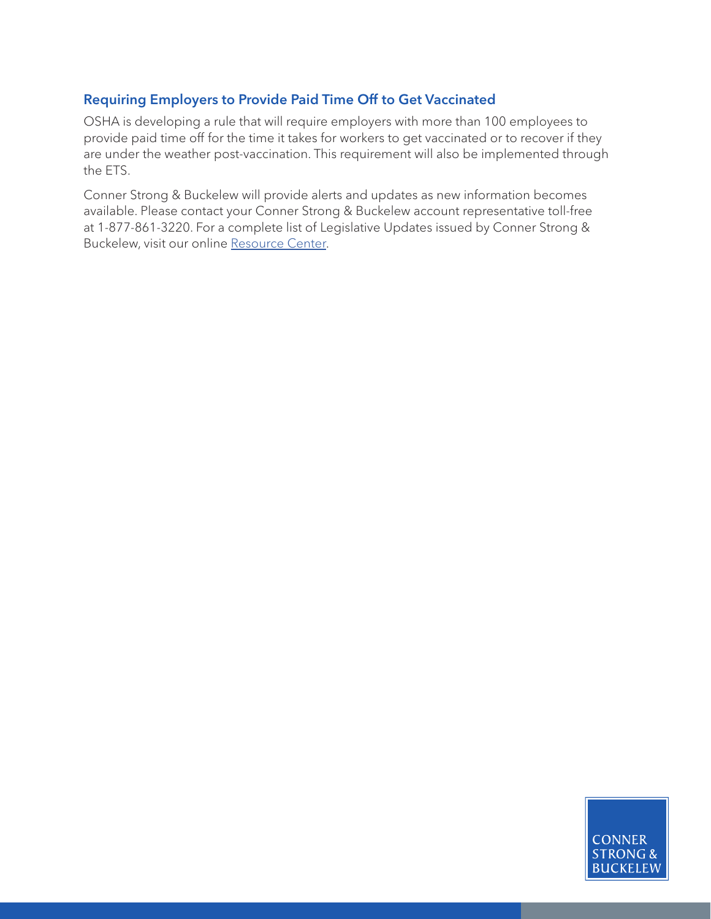### Requiring Employers to Provide Paid Time Off to Get Vaccinated

OSHA is developing a rule that will require employers with more than 100 employees to provide paid time off for the time it takes for workers to get vaccinated or to recover if they are under the weather post-vaccination. This requirement will also be implemented through the ETS.

Conner Strong & Buckelew will provide alerts and updates as new information becomes available. Please contact your Conner Strong & Buckelew account representative toll-free at 1-877-861-3220. For a complete list of Legislative Updates issued by Conner Strong & Buckelew, visit our online Resource Center.

CONNER STRONG & BUCKELEW